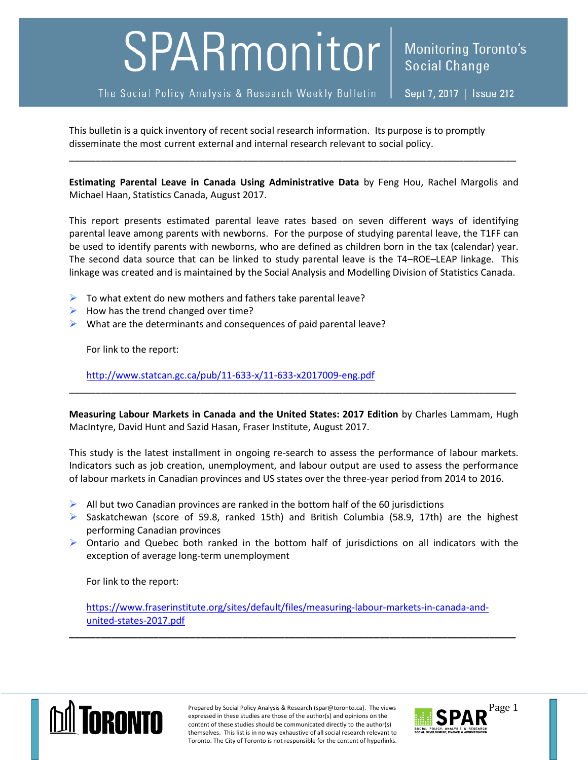# SPARmonitor

The Social Policy Analysis & Research Weekly Bulletin

Monitoring Toronto's Social Change

Sept 7, 2017 | Issue 212

This bulletin is a quick inventory of recent social research information. Its purpose is to promptly disseminate the most current external and internal research relevant to social policy.

---

**Estimating Parental Leave in Canada Using Administrative Data** by Feng Hou, Rachel Margolis and Michael Haan, Statistics Canada, August 2017.

This report presents estimated parental leave rates based on seven different ways of identifying parental leave among parents with newborns. For the purpose of studying parental leave, the T1FF can be used to identify parents with newborns, who are defined as children born in the tax (calendar) year. The second data source that can be linked to study parental leave is the T4–ROE–LEAP linkage. This linkage was created and is maintained by the Social Analysis and Modelling Division of Statistics Canada.

- To what extent do new mothers and fathers take parental leave?
- How has the trend changed over time?
- What are the determinants and consequences of paid parental leave?

For link to the report:

http://www.statcan.gc.ca/pub/11-633-x/11-633-x2017009-eng.pdf

---

**Measuring Labour Markets in Canada and the United States: 2017 Edition** by Charles Lammam, Hugh MacIntyre, David Hunt and Sazid Hasan, Fraser Institute, August 2017.

This study is the latest installment in ongoing re-search to assess the performance of labour markets. Indicators such as job creation, unemployment, and labour output are used to assess the performance of labour markets in Canadian provinces and US states over the three-year period from 2014 to 2016.

- All but two Canadian provinces are ranked in the bottom half of the 60 jurisdictions
- Saskatchewan (score of 59.8, ranked 15th) and British Columbia (58.9, 17th) are the highest performing Canadian provinces
- Ontario and Quebec both ranked in the bottom half of jurisdictions on all indicators with the exception of average long-term unemployment

For link to the report:

https://www.fraserinstitute.org/sites/default/files/measuring-labour-markets-in-canada-and-united-states-2017.pdf

---

Prepared by Social Policy Analysis & Research (spar@toronto.ca). The views expressed in these studies are those of the author(s) and opinions on the content of these studies should be communicated directly to the author(s) themselves. This list is in no way exhaustive of all social research relevant to Toronto. The City of Toronto is not responsible for the content of hyperlinks.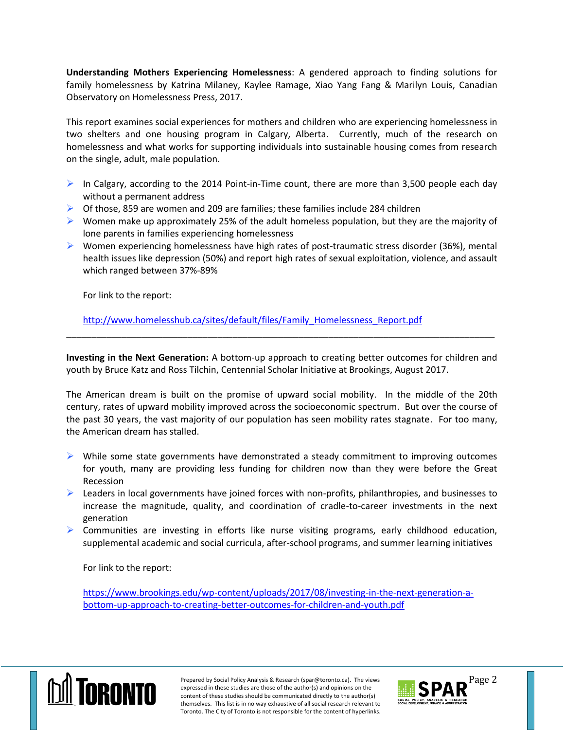**Understanding Mothers Experiencing Homelessness**: A gendered approach to finding solutions for family homelessness by Katrina Milaney, Kaylee Ramage, Xiao Yang Fang & Marilyn Louis, Canadian Observatory on Homelessness Press, 2017.

This report examines social experiences for mothers and children who are experiencing homelessness in two shelters and one housing program in Calgary, Alberta. Currently, much of the research on homelessness and what works for supporting individuals into sustainable housing comes from research on the single, adult, male population.

- In Calgary, according to the 2014 Point-in-Time count, there are more than 3,500 people each day without a permanent address
- Of those, 859 are women and 209 are families; these families include 284 children
- Women make up approximately 25% of the adult homeless population, but they are the majority of lone parents in families experiencing homelessness
- Women experiencing homelessness have high rates of post-traumatic stress disorder (36%), mental health issues like depression (50%) and report high rates of sexual exploitation, violence, and assault which ranged between 37%-89%

For link to the report:

http://www.homelesshub.ca/sites/default/files/Family_Homelessness_Report.pdf

---

**Investing in the Next Generation:** A bottom-up approach to creating better outcomes for children and youth by Bruce Katz and Ross Tilchin, Centennial Scholar Initiative at Brookings, August 2017.

The American dream is built on the promise of upward social mobility. In the middle of the 20th century, rates of upward mobility improved across the socioeconomic spectrum. But over the course of the past 30 years, the vast majority of our population has seen mobility rates stagnate. For too many, the American dream has stalled.

- While some state governments have demonstrated a steady commitment to improving outcomes for youth, many are providing less funding for children now than they were before the Great Recession
- Leaders in local governments have joined forces with non-profits, philanthropies, and businesses to increase the magnitude, quality, and coordination of cradle-to-career investments in the next generation
- Communities are investing in efforts like nurse visiting programs, early childhood education, supplemental academic and social curricula, after-school programs, and summer learning initiatives

For link to the report:

https://www.brookings.edu/wp-content/uploads/2017/08/investing-in-the-next-generation-a-bottom-up-approach-to-creating-better-outcomes-for-children-and-youth.pdf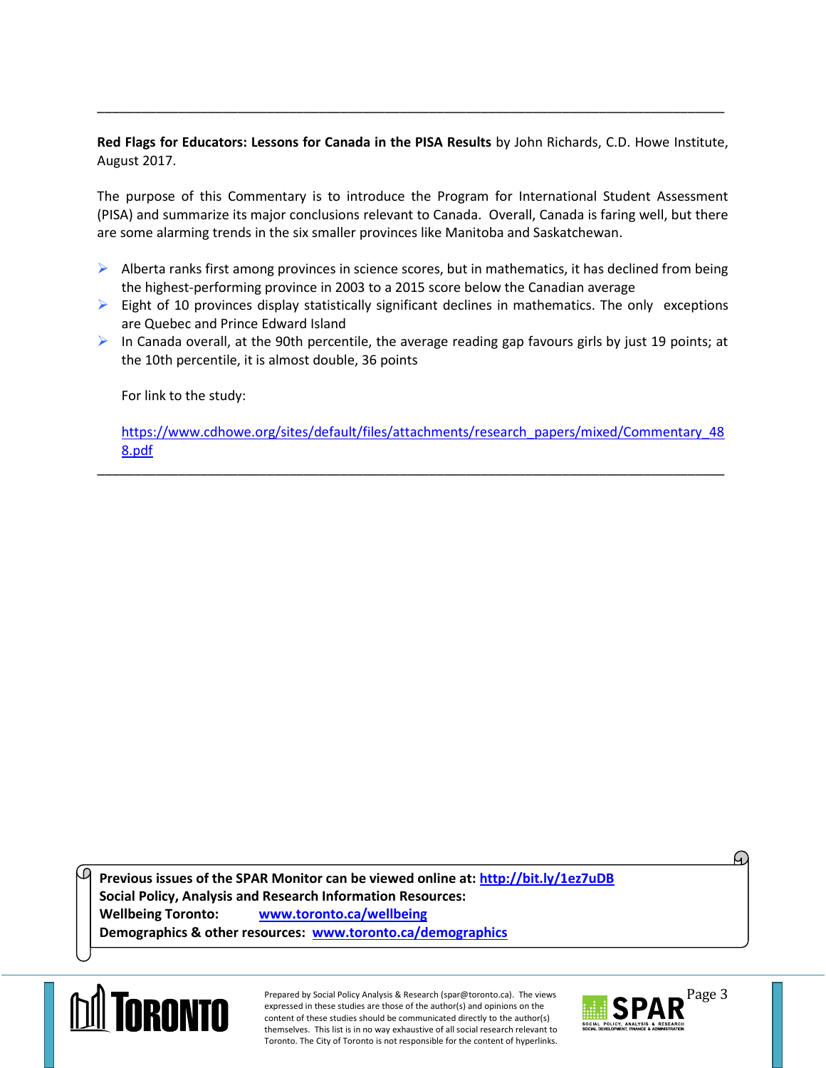---

**Red Flags for Educators: Lessons for Canada in the PISA Results** by John Richards, C.D. Howe Institute, August 2017.

The purpose of this Commentary is to introduce the Program for International Student Assessment (PISA) and summarize its major conclusions relevant to Canada. Overall, Canada is faring well, but there are some alarming trends in the six smaller provinces like Manitoba and Saskatchewan.

- Alberta ranks first among provinces in science scores, but in mathematics, it has declined from being the highest-performing province in 2003 to a 2015 score below the Canadian average
- Eight of 10 provinces display statistically significant declines in mathematics. The only exceptions are Quebec and Prince Edward Island
- In Canada overall, at the 90th percentile, the average reading gap favours girls by just 19 points; at the 10th percentile, it is almost double, 36 points

For link to the study:

https://www.cdhowe.org/sites/default/files/attachments/research_papers/mixed/Commentary_488.pdf

---

**Previous issues of the SPAR Monitor can be viewed online at: http://bit.ly/1ez7uDB**
**Social Policy, Analysis and Research Information Resources:**
**Wellbeing Toronto: www.toronto.ca/wellbeing**
**Demographics & other resources: www.toronto.ca/demographics**

Prepared by Social Policy Analysis & Research (spar@toronto.ca). The views expressed in these studies are those of the author(s) and opinions on the content of these studies should be communicated directly to the author(s) themselves. This list is in no way exhaustive of all social research relevant to Toronto. The City of Toronto is not responsible for the content of hyperlinks.